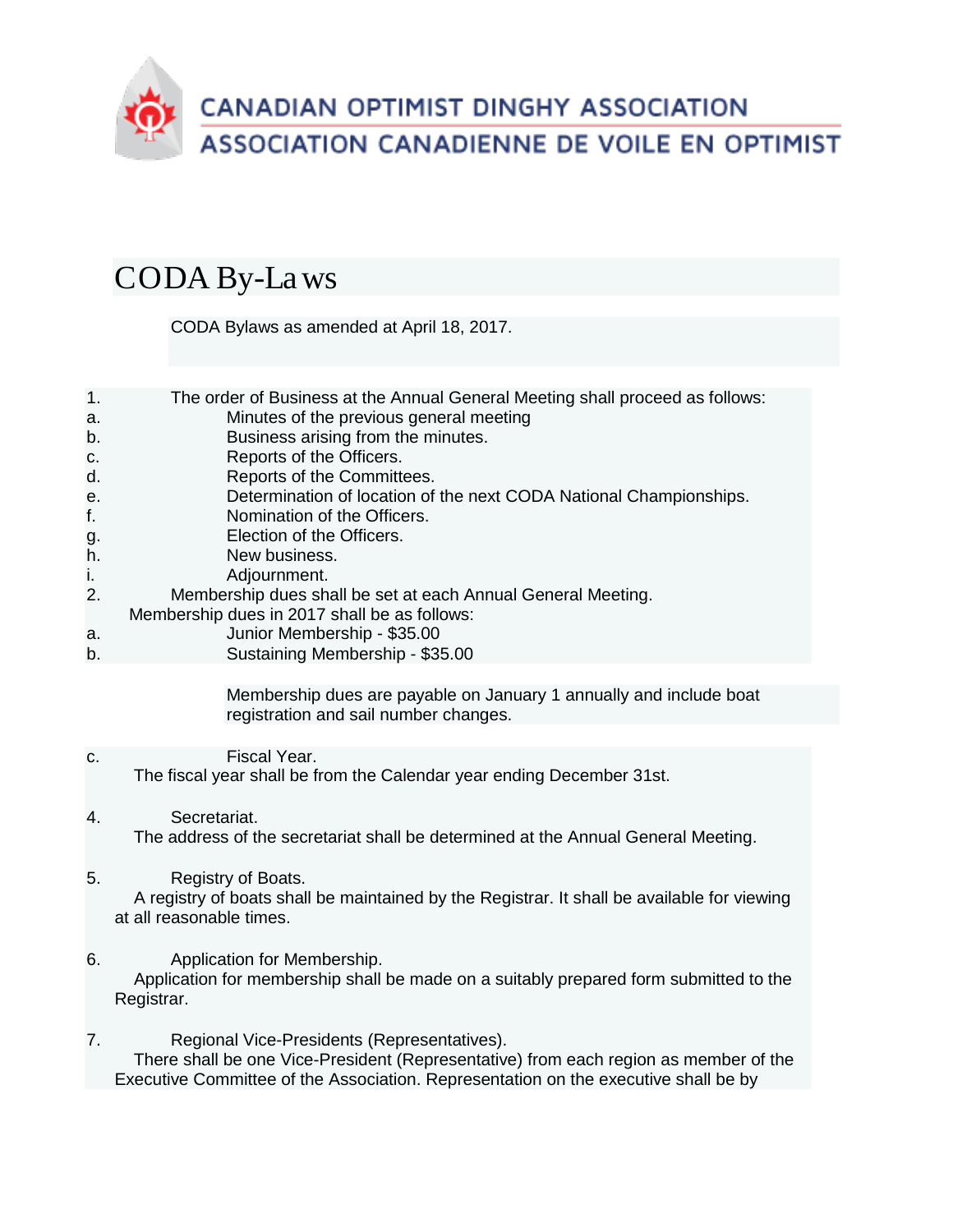CANADIAN OPTIMIST DINGHY ASSOCIATION
ASSOCIATION CANADIENNE DE VOILE EN OPTIMIST

# CODA By-Laws

CODA Bylaws as amended at April 18, 2017.

1. The order of Business at the Annual General Meeting shall proceed as follows:
   a. Minutes of the previous general meeting
   b. Business arising from the minutes.
   c. Reports of the Officers.
   d. Reports of the Committees.
   e. Determination of location of the next CODA National Championships.
   f. Nomination of the Officers.
   g. Election of the Officers.
   h. New business.
   i. Adjournment.
2. Membership dues shall be set at each Annual General Meeting.
   Membership dues in 2017 shall be as follows:
   a. Junior Membership - $35.00
   b. Sustaining Membership - $35.00

   Membership dues are payable on January 1 annually and include boat registration and sail number changes.

   c. Fiscal Year.
   The fiscal year shall be from the Calendar year ending December 31st.

4. Secretariat.
   The address of the secretariat shall be determined at the Annual General Meeting.

5. Registry of Boats.
   A registry of boats shall be maintained by the Registrar. It shall be available for viewing at all reasonable times.

6. Application for Membership.
   Application for membership shall be made on a suitably prepared form submitted to the Registrar.

7. Regional Vice-Presidents (Representatives).
   There shall be one Vice-President (Representative) from each region as member of the Executive Committee of the Association. Representation on the executive shall be by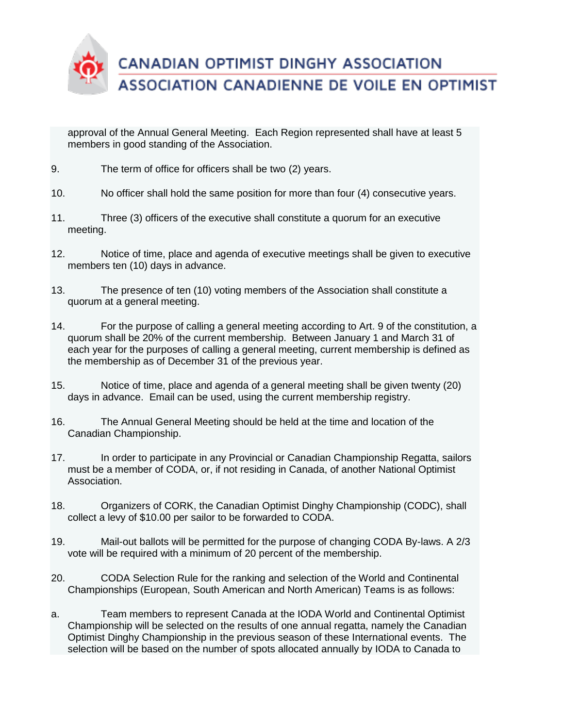approval of the Annual General Meeting. Each Region represented shall have at least 5 members in good standing of the Association.

9. The term of office for officers shall be two (2) years.

10. No officer shall hold the same position for more than four (4) consecutive years.

11. Three (3) officers of the executive shall constitute a quorum for an executive meeting.

12. Notice of time, place and agenda of executive meetings shall be given to executive members ten (10) days in advance.

13. The presence of ten (10) voting members of the Association shall constitute a quorum at a general meeting.

14. For the purpose of calling a general meeting according to Art. 9 of the constitution, a quorum shall be 20% of the current membership. Between January 1 and March 31 of each year for the purposes of calling a general meeting, current membership is defined as the membership as of December 31 of the previous year.

15. Notice of time, place and agenda of a general meeting shall be given twenty (20) days in advance. Email can be used, using the current membership registry.

16. The Annual General Meeting should be held at the time and location of the Canadian Championship.

17. In order to participate in any Provincial or Canadian Championship Regatta, sailors must be a member of CODA, or, if not residing in Canada, of another National Optimist Association.

18. Organizers of CORK, the Canadian Optimist Dinghy Championship (CODC), shall collect a levy of $10.00 per sailor to be forwarded to CODA.

19. Mail-out ballots will be permitted for the purpose of changing CODA By-laws. A 2/3 vote will be required with a minimum of 20 percent of the membership.

20. CODA Selection Rule for the ranking and selection of the World and Continental Championships (European, South American and North American) Teams is as follows:

a. Team members to represent Canada at the IODA World and Continental Optimist Championship will be selected on the results of one annual regatta, namely the Canadian Optimist Dinghy Championship in the previous season of these International events. The selection will be based on the number of spots allocated annually by IODA to Canada to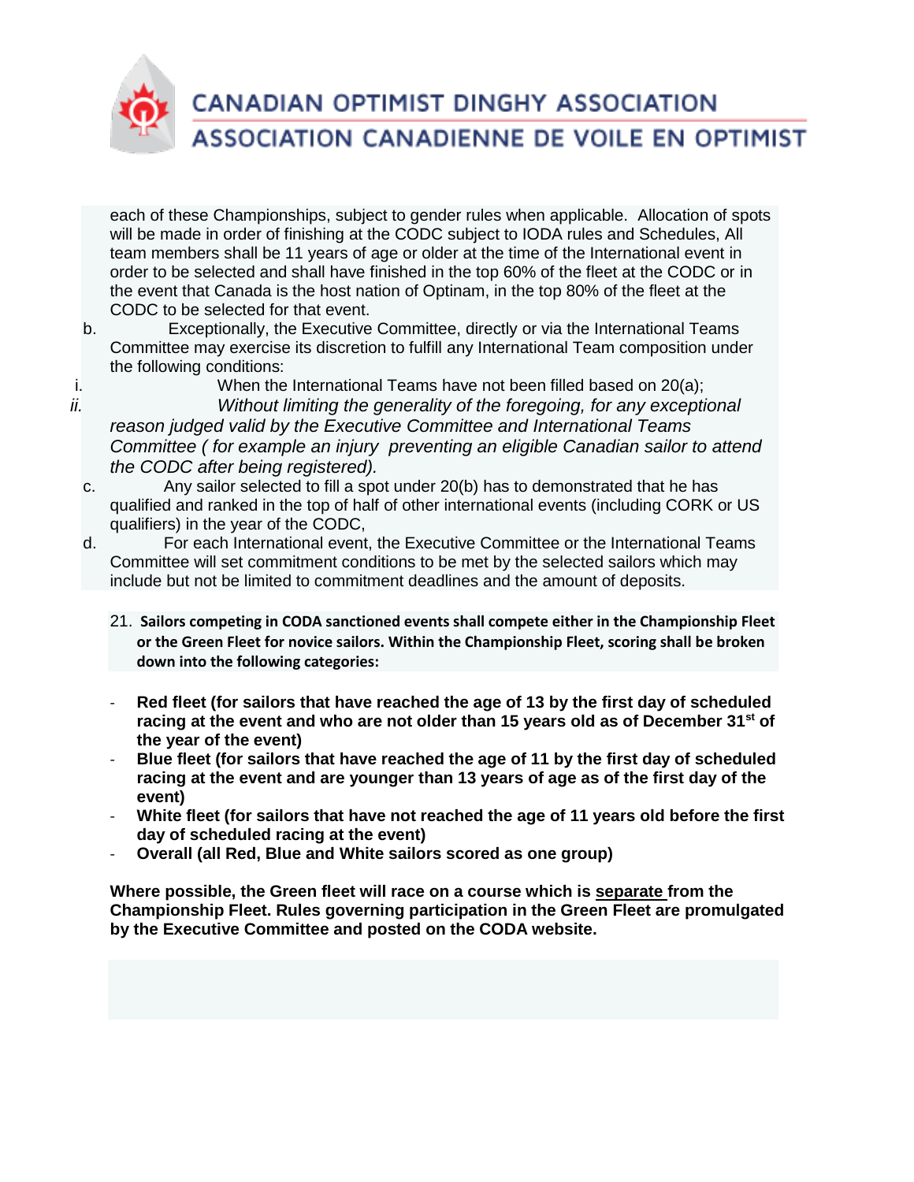each of these Championships, subject to gender rules when applicable. Allocation of spots will be made in order of finishing at the CODC subject to IODA rules and Schedules, All team members shall be 11 years of age or older at the time of the International event in order to be selected and shall have finished in the top 60% of the fleet at the CODC or in the event that Canada is the host nation of Optinam, in the top 80% of the fleet at the CODC to be selected for that event.

b. Exceptionally, the Executive Committee, directly or via the International Teams Committee may exercise its discretion to fulfill any International Team composition under the following conditions:

i. When the International Teams have not been filled based on 20(a);

*ii. Without limiting the generality of the foregoing, for any exceptional reason judged valid by the Executive Committee and International Teams Committee ( for example an injury preventing an eligible Canadian sailor to attend the CODC after being registered).*

c. Any sailor selected to fill a spot under 20(b) has to demonstrated that he has qualified and ranked in the top of half of other international events (including CORK or US qualifiers) in the year of the CODC,

d. For each International event, the Executive Committee or the International Teams Committee will set commitment conditions to be met by the selected sailors which may include but not be limited to commitment deadlines and the amount of deposits.

21. **Sailors competing in CODA sanctioned events shall compete either in the Championship Fleet or the Green Fleet for novice sailors. Within the Championship Fleet, scoring shall be broken down into the following categories:**

- **Red fleet (for sailors that have reached the age of 13 by the first day of scheduled racing at the event and who are not older than 15 years old as of December 31st of the year of the event)**
- **Blue fleet (for sailors that have reached the age of 11 by the first day of scheduled racing at the event and are younger than 13 years of age as of the first day of the event)**
- **White fleet (for sailors that have not reached the age of 11 years old before the first day of scheduled racing at the event)**
- **Overall (all Red, Blue and White sailors scored as one group)**

**Where possible, the Green fleet will race on a course which is separate from the Championship Fleet. Rules governing participation in the Green Fleet are promulgated by the Executive Committee and posted on the CODA website.**